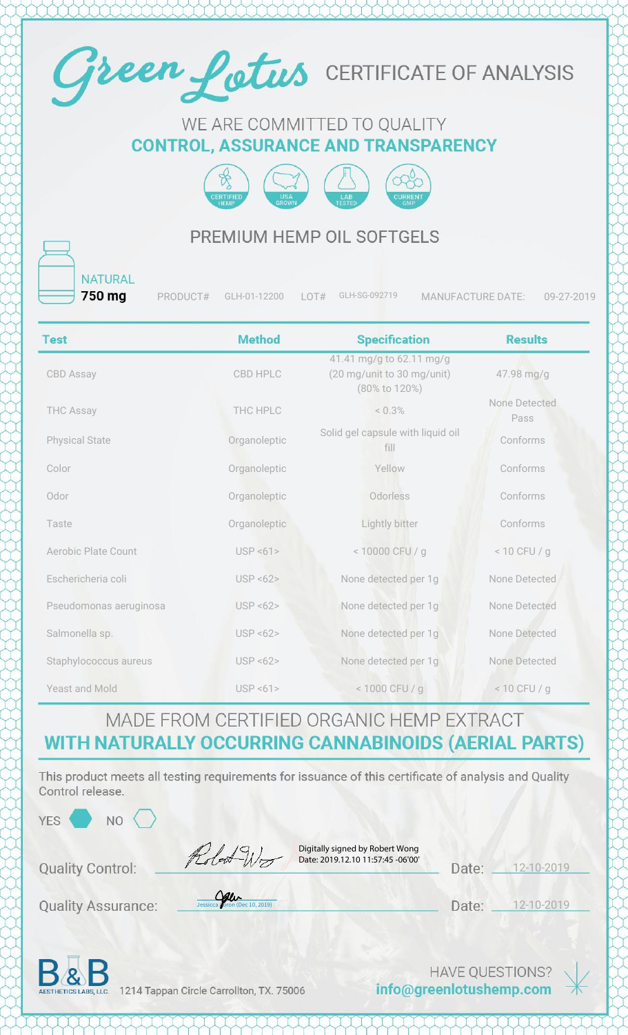# Green Lotus CERTIFICATE OF ANALYSIS

WE ARE COMMITTED TO QUALITY
**CONTROL, ASSURANCE AND TRANSPARENCY**

CERTIFIED HEMP | USA GROWN | LAB TESTED | CURRENT GMP

## PREMIUM HEMP OIL SOFTGELS

NATURAL
**750 mg**

PRODUCT# GLH-01-12200 LOT# GLH-SG-092719 MANUFACTURE DATE: 09-27-2019

| Test | Method | Specification | Results |
|---|---|---|---|
| CBD Assay | CBD HPLC | 41.41 mg/g to 62.11 mg/g (20 mg/unit to 30 mg/unit) (80% to 120%) | 47.98 mg/g |
| THC Assay | THC HPLC | < 0.3% | None Detected Pass |
| Physical State | Organoleptic | Solid gel capsule with liquid oil fill | Conforms |
| Color | Organoleptic | Yellow | Conforms |
| Odor | Organoleptic | Odorless | Conforms |
| Taste | Organoleptic | Lightly bitter | Conforms |
| Aerobic Plate Count | USP <61> | < 10000 CFU / g | < 10 CFU / g |
| Eschericheria coli | USP <62> | None detected per 1g | None Detected |
| Pseudomonas aeruginosa | USP <62> | None detected per 1g | None Detected |
| Salmonella sp. | USP <62> | None detected per 1g | None Detected |
| Staphylococcus aureus | USP <62> | None detected per 1g | None Detected |
| Yeast and Mold | USP <61> | < 1000 CFU / g | < 10 CFU / g |

MADE FROM CERTIFIED ORGANIC HEMP EXTRACT
**WITH NATURALLY OCCURRING CANNABINOIDS (AERIAL PARTS)**

This product meets all testing requirements for issuance of this certificate of analysis and Quality Control release.

YES ⬢ NO ⬡

Quality Control: Digitally signed by Robert Wong Date: 2019.12.10 11:57:45 -06'00' Date: 12-10-2019

Quality Assurance: Jessica Aaron (Dec 10, 2019) Date: 12-10-2019

B&B AESTHETICS LABS, LLC. 1214 Tappan Circle Carrollton, TX. 75006

HAVE QUESTIONS?
**info@greenlotushemp.com**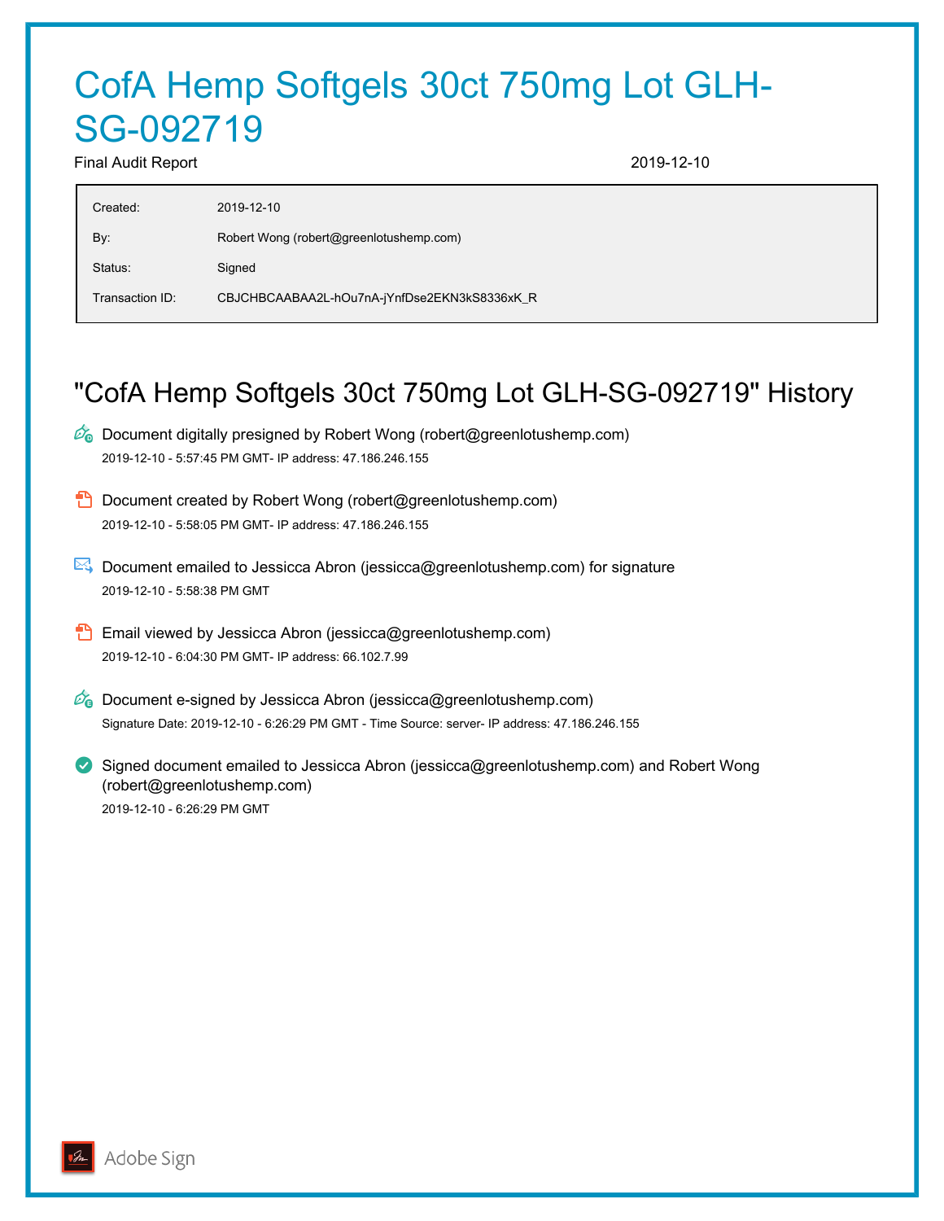# CofA Hemp Softgels 30ct 750mg Lot GLH-SG-092719

Final Audit Report 2019-12-10

| | |
|---|---|
| Created: | 2019-12-10 |
| By: | Robert Wong (robert@greenlotushemp.com) |
| Status: | Signed |
| Transaction ID: | CBJCHBCAABAA2L-hOu7nA-jYnfDse2EKN3kS8336xK_R |

## "CofA Hemp Softgels 30ct 750mg Lot GLH-SG-092719" History

- Document digitally presigned by Robert Wong (robert@greenlotushemp.com)
  2019-12-10 - 5:57:45 PM GMT- IP address: 47.186.246.155

- Document created by Robert Wong (robert@greenlotushemp.com)
  2019-12-10 - 5:58:05 PM GMT- IP address: 47.186.246.155

- Document emailed to Jessicca Abron (jessicca@greenlotushemp.com) for signature
  2019-12-10 - 5:58:38 PM GMT

- Email viewed by Jessicca Abron (jessicca@greenlotushemp.com)
  2019-12-10 - 6:04:30 PM GMT- IP address: 66.102.7.99

- Document e-signed by Jessicca Abron (jessicca@greenlotushemp.com)
  Signature Date: 2019-12-10 - 6:26:29 PM GMT - Time Source: server- IP address: 47.186.246.155

- Signed document emailed to Jessicca Abron (jessicca@greenlotushemp.com) and Robert Wong (robert@greenlotushemp.com)
  2019-12-10 - 6:26:29 PM GMT

Adobe Sign